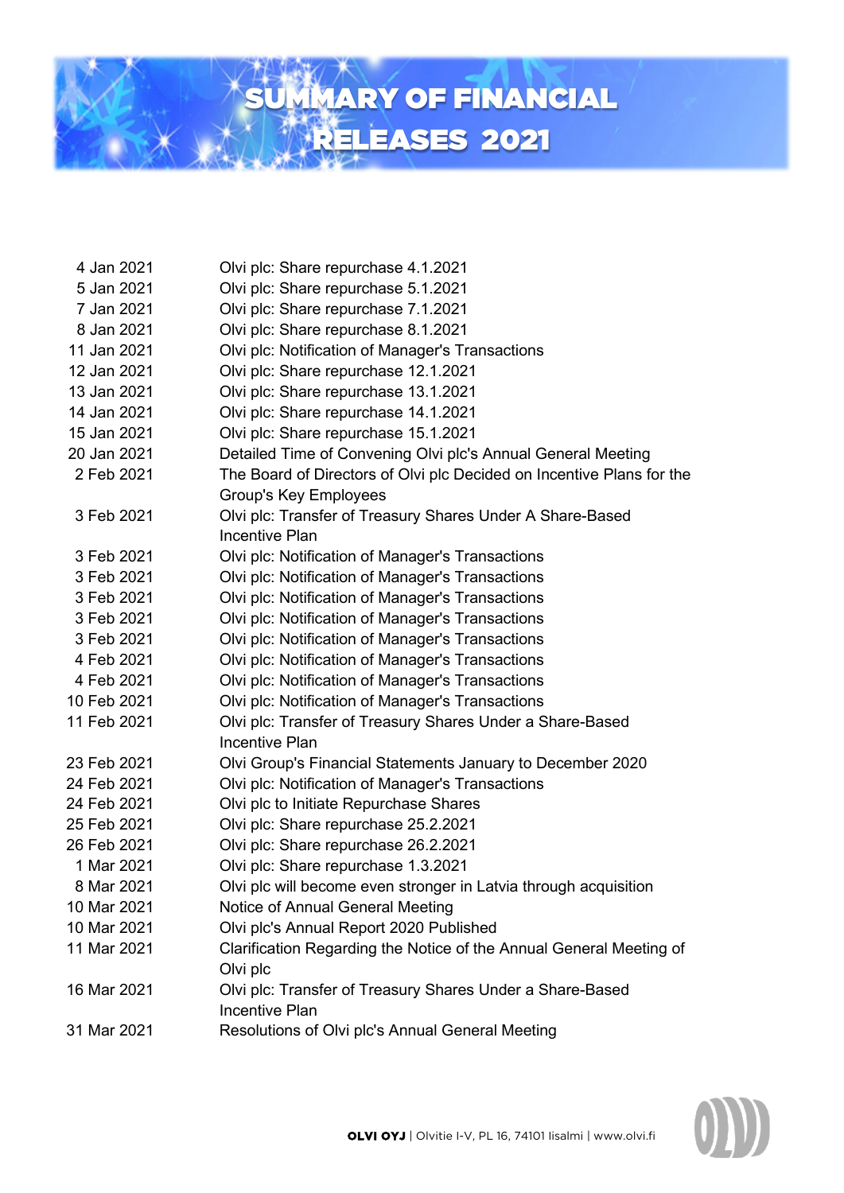# SUMMARY OF FINANCIAL RELEASES 2021

| | |
|---|---|
| 4 Jan 2021 | Olvi plc: Share repurchase 4.1.2021 |
| 5 Jan 2021 | Olvi plc: Share repurchase 5.1.2021 |
| 7 Jan 2021 | Olvi plc: Share repurchase 7.1.2021 |
| 8 Jan 2021 | Olvi plc: Share repurchase 8.1.2021 |
| 11 Jan 2021 | Olvi plc: Notification of Manager's Transactions |
| 12 Jan 2021 | Olvi plc: Share repurchase 12.1.2021 |
| 13 Jan 2021 | Olvi plc: Share repurchase 13.1.2021 |
| 14 Jan 2021 | Olvi plc: Share repurchase 14.1.2021 |
| 15 Jan 2021 | Olvi plc: Share repurchase 15.1.2021 |
| 20 Jan 2021 | Detailed Time of Convening Olvi plc's Annual General Meeting |
| 2 Feb 2021 | The Board of Directors of Olvi plc Decided on Incentive Plans for the Group's Key Employees |
| 3 Feb 2021 | Olvi plc: Transfer of Treasury Shares Under A Share-Based Incentive Plan |
| 3 Feb 2021 | Olvi plc: Notification of Manager's Transactions |
| 3 Feb 2021 | Olvi plc: Notification of Manager's Transactions |
| 3 Feb 2021 | Olvi plc: Notification of Manager's Transactions |
| 3 Feb 2021 | Olvi plc: Notification of Manager's Transactions |
| 3 Feb 2021 | Olvi plc: Notification of Manager's Transactions |
| 4 Feb 2021 | Olvi plc: Notification of Manager's Transactions |
| 4 Feb 2021 | Olvi plc: Notification of Manager's Transactions |
| 10 Feb 2021 | Olvi plc: Notification of Manager's Transactions |
| 11 Feb 2021 | Olvi plc: Transfer of Treasury Shares Under a Share-Based Incentive Plan |
| 23 Feb 2021 | Olvi Group's Financial Statements January to December 2020 |
| 24 Feb 2021 | Olvi plc: Notification of Manager's Transactions |
| 24 Feb 2021 | Olvi plc to Initiate Repurchase Shares |
| 25 Feb 2021 | Olvi plc: Share repurchase 25.2.2021 |
| 26 Feb 2021 | Olvi plc: Share repurchase 26.2.2021 |
| 1 Mar 2021 | Olvi plc: Share repurchase 1.3.2021 |
| 8 Mar 2021 | Olvi plc will become even stronger in Latvia through acquisition |
| 10 Mar 2021 | Notice of Annual General Meeting |
| 10 Mar 2021 | Olvi plc's Annual Report 2020 Published |
| 11 Mar 2021 | Clarification Regarding the Notice of the Annual General Meeting of Olvi plc |
| 16 Mar 2021 | Olvi plc: Transfer of Treasury Shares Under a Share-Based Incentive Plan |
| 31 Mar 2021 | Resolutions of Olvi plc's Annual General Meeting |

**OLVI OYJ** | Olvitie I-V, PL 16, 74101 Iisalmi | www.olvi.fi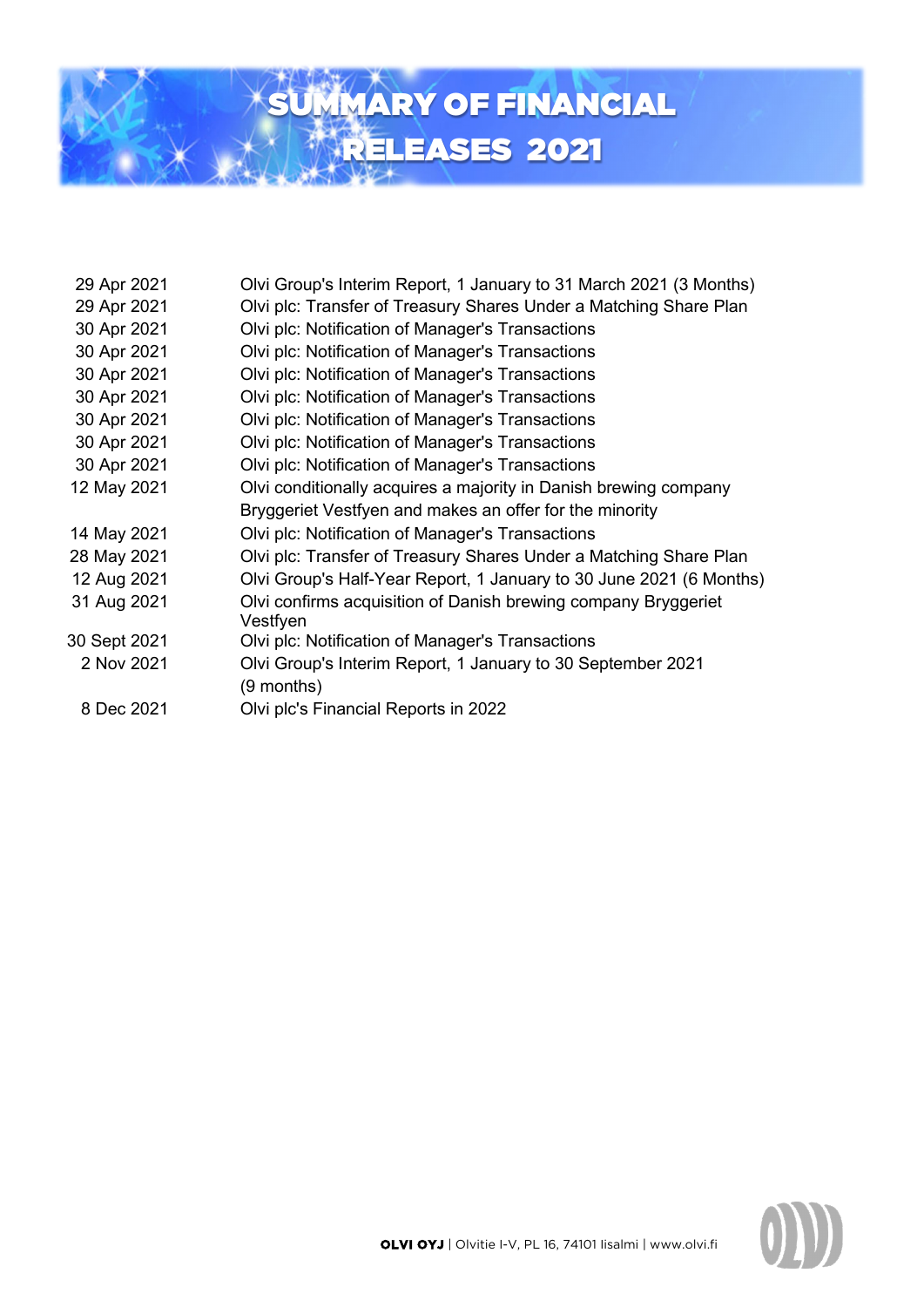# SUMMARY OF FINANCIAL RELEASES 2021

| | |
|---|---|
| 29 Apr 2021 | Olvi Group's Interim Report, 1 January to 31 March 2021 (3 Months) |
| 29 Apr 2021 | Olvi plc: Transfer of Treasury Shares Under a Matching Share Plan |
| 30 Apr 2021 | Olvi plc: Notification of Manager's Transactions |
| 30 Apr 2021 | Olvi plc: Notification of Manager's Transactions |
| 30 Apr 2021 | Olvi plc: Notification of Manager's Transactions |
| 30 Apr 2021 | Olvi plc: Notification of Manager's Transactions |
| 30 Apr 2021 | Olvi plc: Notification of Manager's Transactions |
| 30 Apr 2021 | Olvi plc: Notification of Manager's Transactions |
| 30 Apr 2021 | Olvi plc: Notification of Manager's Transactions |
| 12 May 2021 | Olvi conditionally acquires a majority in Danish brewing company Bryggeriet Vestfyen and makes an offer for the minority |
| 14 May 2021 | Olvi plc: Notification of Manager's Transactions |
| 28 May 2021 | Olvi plc: Transfer of Treasury Shares Under a Matching Share Plan |
| 12 Aug 2021 | Olvi Group's Half-Year Report, 1 January to 30 June 2021 (6 Months) |
| 31 Aug 2021 | Olvi confirms acquisition of Danish brewing company Bryggeriet Vestfyen |
| 30 Sept 2021 | Olvi plc: Notification of Manager's Transactions |
| 2 Nov 2021 | Olvi Group's Interim Report, 1 January to 30 September 2021 (9 months) |
| 8 Dec 2021 | Olvi plc's Financial Reports in 2022 |

**OLVI OYJ** | Olvitie I-V, PL 16, 74101 Iisalmi | www.olvi.fi